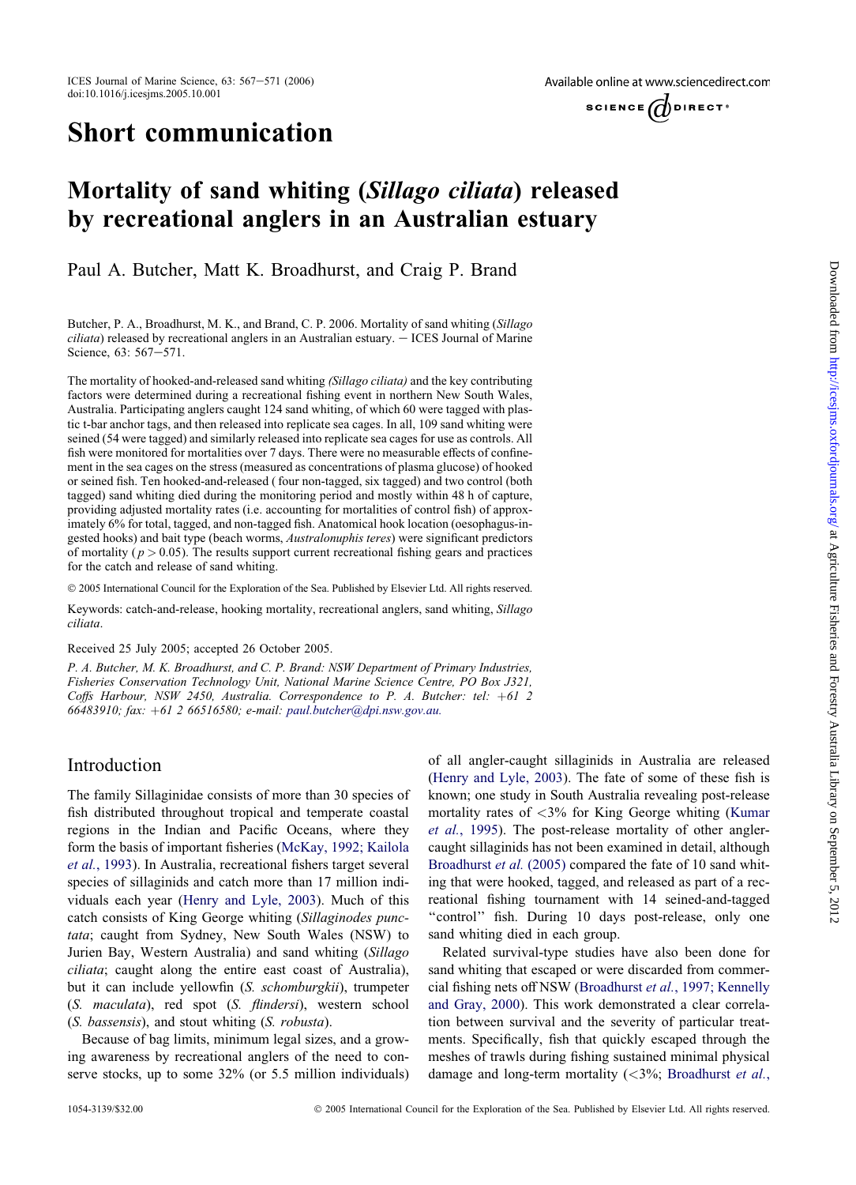# Short communication

# Mortality of sand whiting (*Sillago ciliata*) released by recreational anglers in an Australian estuary

Paul A. Butcher, Matt K. Broadhurst, and Craig P. Brand

Butcher, P. A., Broadhurst, M. K., and Brand, C. P. 2006. Mortality of sand whiting (*Sillago ciliata*) released by recreational anglers in an Australian estuary. – ICES Journal of Marine Science, 63: 567–571.

The mortality of hooked-and-released sand whiting *(Sillago ciliata)* and the key contributing factors were determined during a recreational fishing event in northern New South Wales, Australia. Participating anglers caught 124 sand whiting, of which 60 were tagged with plastic t-bar anchor tags, and then released into replicate sea cages. In all, 109 sand whiting were seined (54 were tagged) and similarly released into replicate sea cages for use as controls. All fish were monitored for mortalities over 7 days. There were no measurable effects of confinement in the sea cages on the stress (measured as concentrations of plasma glucose) of hooked or seined fish. Ten hooked-and-released (four non-tagged, six tagged) and two control (both tagged) sand whiting died during the monitoring period and mostly within 48 h of capture, providing adjusted mortality rates (i.e. accounting for mortalities of control fish) of approximately 6% for total, tagged, and non-tagged fish. Anatomical hook location (oesophagus-ingested hooks) and bait type (beach worms, *Australonuphis teres*) were significant predictors of mortality ($p > 0.05$). The results support current recreational fishing gears and practices for the catch and release of sand whiting.

© 2005 International Council for the Exploration of the Sea. Published by Elsevier Ltd. All rights reserved.

Keywords: catch-and-release, hooking mortality, recreational anglers, sand whiting, *Sillago ciliata*.

Received 25 July 2005; accepted 26 October 2005.

*P. A. Butcher, M. K. Broadhurst, and C. P. Brand: NSW Department of Primary Industries, Fisheries Conservation Technology Unit, National Marine Science Centre, PO Box J321, Coffs Harbour, NSW 2450, Australia. Correspondence to P. A. Butcher: tel: +61 2 66483910; fax: +61 2 66516580; e-mail: paul.butcher@dpi.nsw.gov.au.*

## Introduction

The family Sillaginidae consists of more than 30 species of fish distributed throughout tropical and temperate coastal regions in the Indian and Pacific Oceans, where they form the basis of important fisheries (McKay, 1992; Kailola *et al.*, 1993). In Australia, recreational fishers target several species of sillaginids and catch more than 17 million individuals each year (Henry and Lyle, 2003). Much of this catch consists of King George whiting (*Sillaginodes punctata*; caught from Sydney, New South Wales (NSW) to Jurien Bay, Western Australia) and sand whiting (*Sillago ciliata*; caught along the entire east coast of Australia), but it can include yellowfin (*S. schomburgkii*), trumpeter (*S. maculata*), red spot (*S. flindersi*), western school (*S. bassensis*), and stout whiting (*S. robusta*).

Because of bag limits, minimum legal sizes, and a growing awareness by recreational anglers of the need to conserve stocks, up to some 32% (or 5.5 million individuals) of all angler-caught sillaginids in Australia are released (Henry and Lyle, 2003). The fate of some of these fish is known; one study in South Australia revealing post-release mortality rates of <3% for King George whiting (Kumar *et al.*, 1995). The post-release mortality of other angler-caught sillaginids has not been examined in detail, although Broadhurst *et al.* (2005) compared the fate of 10 sand whiting that were hooked, tagged, and released as part of a recreational fishing tournament with 14 seined-and-tagged "control" fish. During 10 days post-release, only one sand whiting died in each group.

Related survival-type studies have also been done for sand whiting that escaped or were discarded from commercial fishing nets off NSW (Broadhurst *et al.*, 1997; Kennelly and Gray, 2000). This work demonstrated a clear correlation between survival and the severity of particular treatments. Specifically, fish that quickly escaped through the meshes of trawls during fishing sustained minimal physical damage and long-term mortality (<3%; Broadhurst *et al.*,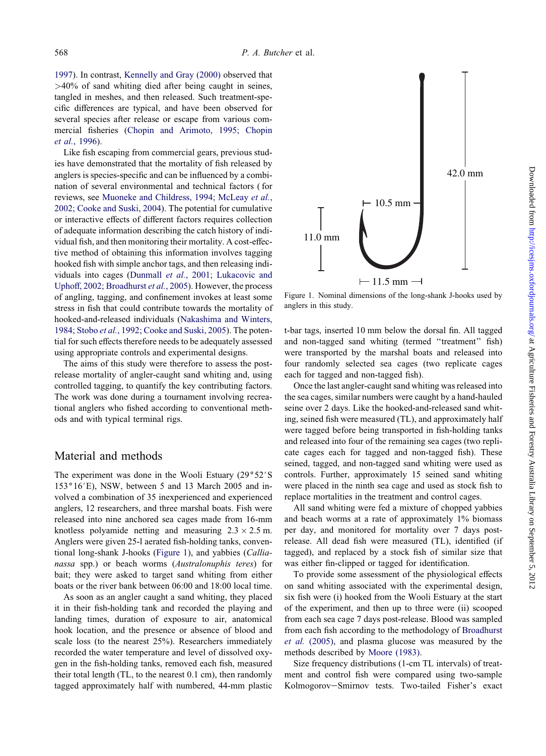1997). In contrast, Kennelly and Gray (2000) observed that >40% of sand whiting died after being caught in seines, tangled in meshes, and then released. Such treatment-specific differences are typical, and have been observed for several species after release or escape from various commercial fisheries (Chopin and Arimoto, 1995; Chopin *et al.*, 1996).

Like fish escaping from commercial gears, previous studies have demonstrated that the mortality of fish released by anglers is species-specific and can be influenced by a combination of several environmental and technical factors (for reviews, see Muoneke and Childress, 1994; McLeay *et al.*, 2002; Cooke and Suski, 2004). The potential for cumulative or interactive effects of different factors requires collection of adequate information describing the catch history of individual fish, and then monitoring their mortality. A cost-effective method of obtaining this information involves tagging hooked fish with simple anchor tags, and then releasing individuals into cages (Dunmall *et al.*, 2001; Lukacovic and Uphoff, 2002; Broadhurst *et al.*, 2005). However, the process of angling, tagging, and confinement invokes at least some stress in fish that could contribute towards the mortality of hooked-and-released individuals (Nakashima and Winters, 1984; Stobo *et al.*, 1992; Cooke and Suski, 2005). The potential for such effects therefore needs to be adequately assessed using appropriate controls and experimental designs.

The aims of this study were therefore to assess the post-release mortality of angler-caught sand whiting and, using controlled tagging, to quantify the key contributing factors. The work was done during a tournament involving recreational anglers who fished according to conventional methods and with typical terminal rigs.

## Material and methods

The experiment was done in the Wooli Estuary (29°52′S 153°16′E), NSW, between 5 and 13 March 2005 and involved a combination of 35 inexperienced and experienced anglers, 12 researchers, and three marshal boats. Fish were released into nine anchored sea cages made from 16-mm knotless polyamide netting and measuring $2.3 \times 2.5$ m. Anglers were given 25-l aerated fish-holding tanks, conventional long-shank J-hooks (Figure 1), and yabbies (*Callianassa* spp.) or beach worms (*Australonuphis teres*) for bait; they were asked to target sand whiting from either boats or the river bank between 06:00 and 18:00 local time.

As soon as an angler caught a sand whiting, they placed it in their fish-holding tank and recorded the playing and landing times, duration of exposure to air, anatomical hook location, and the presence or absence of blood and scale loss (to the nearest 25%). Researchers immediately recorded the water temperature and level of dissolved oxygen in the fish-holding tanks, removed each fish, measured their total length (TL, to the nearest 0.1 cm), then randomly tagged approximately half with numbered, 44-mm plastic t-bar tags, inserted 10 mm below the dorsal fin. All tagged and non-tagged sand whiting (termed "treatment" fish) were transported by the marshal boats and released into four randomly selected sea cages (two replicate cages each for tagged and non-tagged fish).

Figure 1. Nominal dimensions of the long-shank J-hooks used by anglers in this study.

Once the last angler-caught sand whiting was released into the sea cages, similar numbers were caught by a hand-hauled seine over 2 days. Like the hooked-and-released sand whiting, seined fish were measured (TL), and approximately half were tagged before being transported in fish-holding tanks and released into four of the remaining sea cages (two replicate cages each for tagged and non-tagged fish). These seined, tagged, and non-tagged sand whiting were used as controls. Further, approximately 15 seined sand whiting were placed in the ninth sea cage and used as stock fish to replace mortalities in the treatment and control cages.

All sand whiting were fed a mixture of chopped yabbies and beach worms at a rate of approximately 1% biomass per day, and monitored for mortality over 7 days post-release. All dead fish were measured (TL), identified (if tagged), and replaced by a stock fish of similar size that was either fin-clipped or tagged for identification.

To provide some assessment of the physiological effects on sand whiting associated with the experimental design, six fish were (i) hooked from the Wooli Estuary at the start of the experiment, and then up to three were (ii) scooped from each sea cage 7 days post-release. Blood was sampled from each fish according to the methodology of Broadhurst *et al.* (2005), and plasma glucose was measured by the methods described by Moore (1983).

Size frequency distributions (1-cm TL intervals) of treatment and control fish were compared using two-sample Kolmogorov–Smirnov tests. Two-tailed Fisher's exact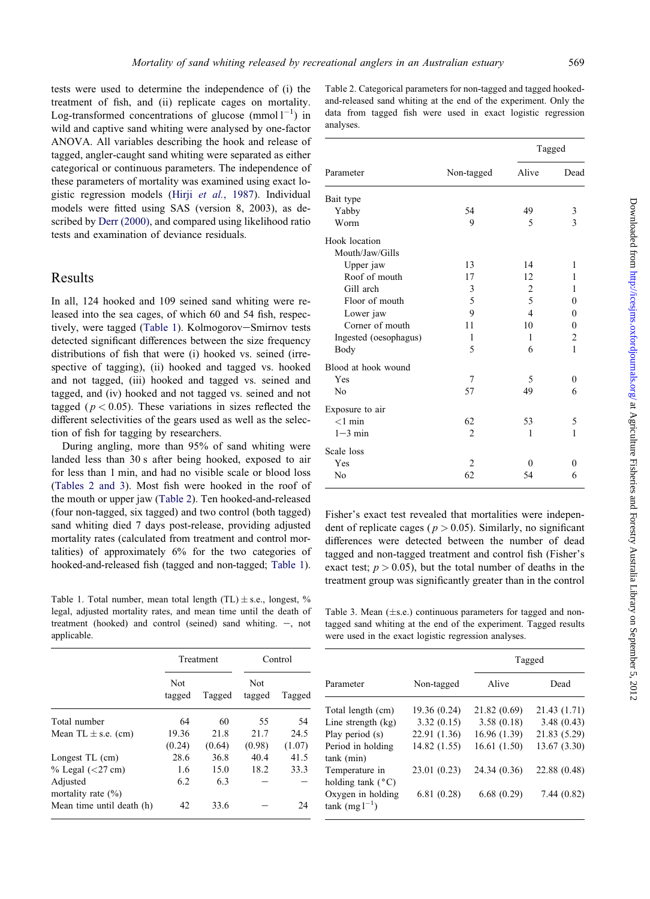tests were used to determine the independence of (i) the treatment of fish, and (ii) replicate cages on mortality. Log-transformed concentrations of glucose (mmol $l^{-1}$) in wild and captive sand whiting were analysed by one-factor ANOVA. All variables describing the hook and release of tagged, angler-caught sand whiting were separated as either categorical or continuous parameters. The independence of these parameters of mortality was examined using exact logistic regression models (Hirji *et al.*, 1987). Individual models were fitted using SAS (version 8, 2003), as described by Derr (2000), and compared using likelihood ratio tests and examination of deviance residuals.

## Results

In all, 124 hooked and 109 seined sand whiting were released into the sea cages, of which 60 and 54 fish, respectively, were tagged (Table 1). Kolmogorov–Smirnov tests detected significant differences between the size frequency distributions of fish that were (i) hooked vs. seined (irrespective of tagging), (ii) hooked and tagged vs. hooked and not tagged, (iii) hooked and tagged vs. seined and tagged, and (iv) hooked and not tagged vs. seined and not tagged ($p < 0.05$). These variations in sizes reflected the different selectivities of the gears used as well as the selection of fish for tagging by researchers.

During angling, more than 95% of sand whiting were landed less than 30 s after being hooked, exposed to air for less than 1 min, and had no visible scale or blood loss (Tables 2 and 3). Most fish were hooked in the roof of the mouth or upper jaw (Table 2). Ten hooked-and-released (four non-tagged, six tagged) and two control (both tagged) sand whiting died 7 days post-release, providing adjusted mortality rates (calculated from treatment and control mortalities) of approximately 6% for the two categories of hooked-and-released fish (tagged and non-tagged; Table 1).

Table 1. Total number, mean total length (TL) ± s.e., longest, % legal, adjusted mortality rates, and mean time until the death of treatment (hooked) and control (seined) sand whiting. –, not applicable.

| | Treatment | | Control | |
|---|---|---|---|---|
| | Not tagged | Tagged | Not tagged | Tagged |
| Total number | 64 | 60 | 55 | 54 |
| Mean TL ± s.e. (cm) | 19.36 (0.24) | 21.8 (0.64) | 21.7 (0.98) | 24.5 (1.07) |
| Longest TL (cm) | 28.6 | 36.8 | 40.4 | 41.5 |
| % Legal (<27 cm) | 1.6 | 15.0 | 18.2 | 33.3 |
| Adjusted mortality rate (%) | 6.2 | 6.3 | – | – |
| Mean time until death (h) | 42 | 33.6 | – | 24 |

Table 2. Categorical parameters for non-tagged and tagged hooked-and-released sand whiting at the end of the experiment. Only the data from tagged fish were used in exact logistic regression analyses.

| Parameter | Non-tagged | Tagged | |
|---|---|---|---|
| | | Alive | Dead |
| **Bait type** | | | |
| Yabby | 54 | 49 | 3 |
| Worm | 9 | 5 | 3 |
| **Hook location** | | | |
| Mouth/Jaw/Gills | | | |
| Upper jaw | 13 | 14 | 1 |
| Roof of mouth | 17 | 12 | 1 |
| Gill arch | 3 | 2 | 1 |
| Floor of mouth | 5 | 5 | 0 |
| Lower jaw | 9 | 4 | 0 |
| Corner of mouth | 11 | 10 | 0 |
| Ingested (oesophagus) | 1 | 1 | 2 |
| Body | 5 | 6 | 1 |
| **Blood at hook wound** | | | |
| Yes | 7 | 5 | 0 |
| No | 57 | 49 | 6 |
| **Exposure to air** | | | |
| <1 min | 62 | 53 | 5 |
| 1–3 min | 2 | 1 | 1 |
| **Scale loss** | | | |
| Yes | 2 | 0 | 0 |
| No | 62 | 54 | 6 |

Fisher's exact test revealed that mortalities were independent of replicate cages ($p > 0.05$). Similarly, no significant differences were detected between the number of dead tagged and non-tagged treatment and control fish (Fisher's exact test; $p > 0.05$), but the total number of deaths in the treatment group was significantly greater than in the control

Table 3. Mean (±s.e.) continuous parameters for tagged and non-tagged sand whiting at the end of the experiment. Tagged results were used in the exact logistic regression analyses.

| Parameter | Non-tagged | Tagged | |
|---|---|---|---|
| | | Alive | Dead |
| Total length (cm) | 19.36 (0.24) | 21.82 (0.69) | 21.43 (1.71) |
| Line strength (kg) | 3.32 (0.15) | 3.58 (0.18) | 3.48 (0.43) |
| Play period (s) | 22.91 (1.36) | 16.96 (1.39) | 21.83 (5.29) |
| Period in holding tank (min) | 14.82 (1.55) | 16.61 (1.50) | 13.67 (3.30) |
| Temperature in holding tank (°C) | 23.01 (0.23) | 24.34 (0.36) | 22.88 (0.48) |
| Oxygen in holding tank (mg $l^{-1}$) | 6.81 (0.28) | 6.68 (0.29) | 7.44 (0.82) |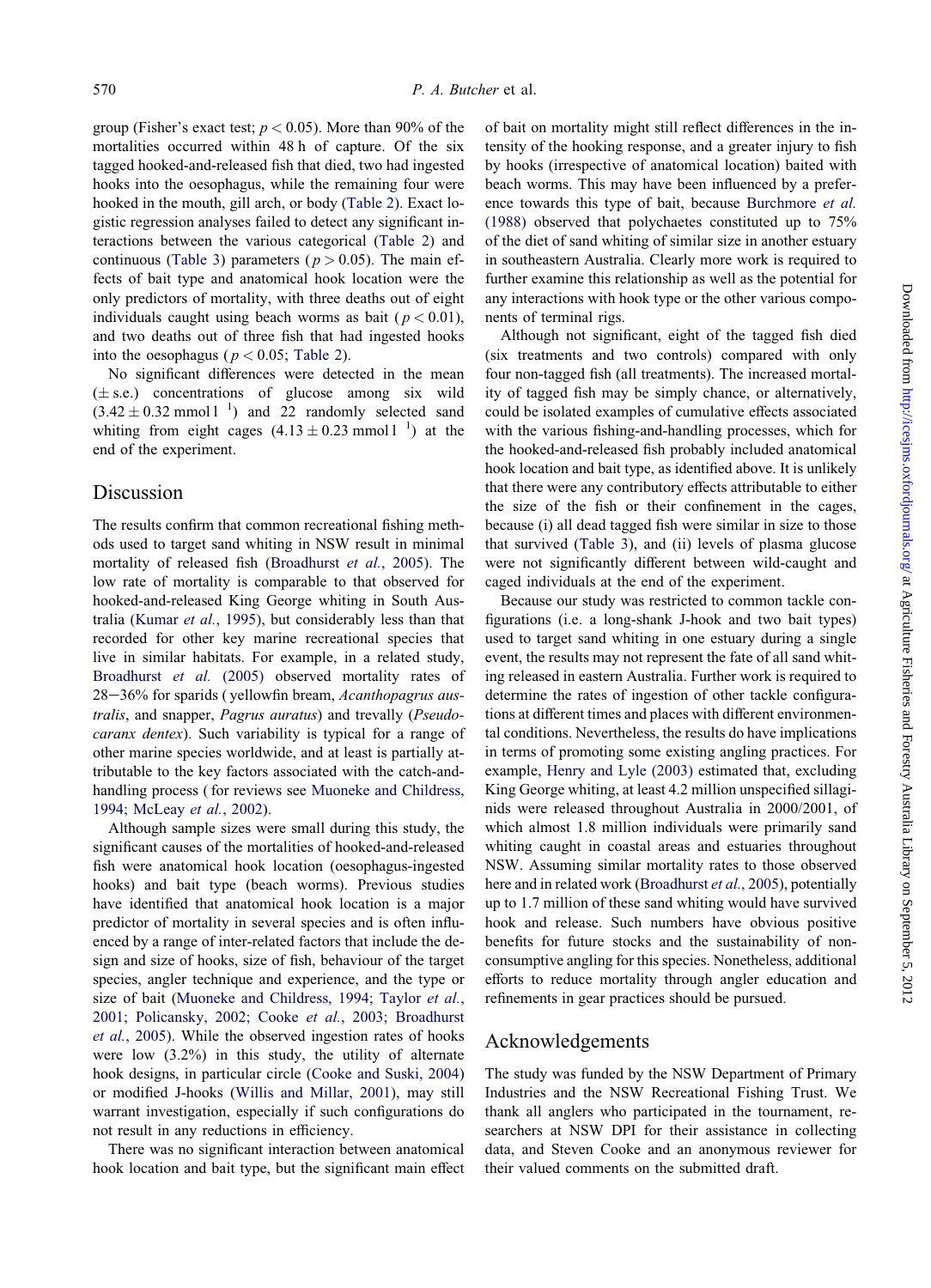group (Fisher's exact test; $p < 0.05$). More than 90% of the mortalities occurred within 48 h of capture. Of the six tagged hooked-and-released fish that died, two had ingested hooks into the oesophagus, while the remaining four were hooked in the mouth, gill arch, or body (Table 2). Exact logistic regression analyses failed to detect any significant interactions between the various categorical (Table 2) and continuous (Table 3) parameters ($p > 0.05$). The main effects of bait type and anatomical hook location were the only predictors of mortality, with three deaths out of eight individuals caught using beach worms as bait ($p < 0.01$), and two deaths out of three fish that had ingested hooks into the oesophagus ($p < 0.05$; Table 2).

No significant differences were detected in the mean ($\pm$ s.e.) concentrations of glucose among six wild ($3.42 \pm 0.32$ mmol l$^{-1}$) and 22 randomly selected sand whiting from eight cages ($4.13 \pm 0.23$ mmol l$^{-1}$) at the end of the experiment.

## Discussion

The results confirm that common recreational fishing methods used to target sand whiting in NSW result in minimal mortality of released fish (Broadhurst *et al.*, 2005). The low rate of mortality is comparable to that observed for hooked-and-released King George whiting in South Australia (Kumar *et al.*, 1995), but considerably less than that recorded for other key marine recreational species that live in similar habitats. For example, in a related study, Broadhurst *et al.* (2005) observed mortality rates of 28–36% for sparids (yellowfin bream, *Acanthopagrus australis*, and snapper, *Pagrus auratus*) and trevally (*Pseudocaranx dentex*). Such variability is typical for a range of other marine species worldwide, and at least is partially attributable to the key factors associated with the catch-and-handling process (for reviews see Muoneke and Childress, 1994; McLeay *et al.*, 2002).

Although sample sizes were small during this study, the significant causes of the mortalities of hooked-and-released fish were anatomical hook location (oesophagus-ingested hooks) and bait type (beach worms). Previous studies have identified that anatomical hook location is a major predictor of mortality in several species and is often influenced by a range of inter-related factors that include the design and size of hooks, size of fish, behaviour of the target species, angler technique and experience, and the type or size of bait (Muoneke and Childress, 1994; Taylor *et al.*, 2001; Policansky, 2002; Cooke *et al.*, 2003; Broadhurst *et al.*, 2005). While the observed ingestion rates of hooks were low (3.2%) in this study, the utility of alternate hook designs, in particular circle (Cooke and Suski, 2004) or modified J-hooks (Willis and Millar, 2001), may still warrant investigation, especially if such configurations do not result in any reductions in efficiency.

There was no significant interaction between anatomical hook location and bait type, but the significant main effect of bait on mortality might still reflect differences in the intensity of the hooking response, and a greater injury to fish by hooks (irrespective of anatomical location) baited with beach worms. This may have been influenced by a preference towards this type of bait, because Burchmore *et al.* (1988) observed that polychaetes constituted up to 75% of the diet of sand whiting of similar size in another estuary in southeastern Australia. Clearly more work is required to further examine this relationship as well as the potential for any interactions with hook type or the other various components of terminal rigs.

Although not significant, eight of the tagged fish died (six treatments and two controls) compared with only four non-tagged fish (all treatments). The increased mortality of tagged fish may be simply chance, or alternatively, could be isolated examples of cumulative effects associated with the various fishing-and-handling processes, which for the hooked-and-released fish probably included anatomical hook location and bait type, as identified above. It is unlikely that there were any contributory effects attributable to either the size of the fish or their confinement in the cages, because (i) all dead tagged fish were similar in size to those that survived (Table 3), and (ii) levels of plasma glucose were not significantly different between wild-caught and caged individuals at the end of the experiment.

Because our study was restricted to common tackle configurations (i.e. a long-shank J-hook and two bait types) used to target sand whiting in one estuary during a single event, the results may not represent the fate of all sand whiting released in eastern Australia. Further work is required to determine the rates of ingestion of other tackle configurations at different times and places with different environmental conditions. Nevertheless, the results do have implications in terms of promoting some existing angling practices. For example, Henry and Lyle (2003) estimated that, excluding King George whiting, at least 4.2 million unspecified sillaginids were released throughout Australia in 2000/2001, of which almost 1.8 million individuals were primarily sand whiting caught in coastal areas and estuaries throughout NSW. Assuming similar mortality rates to those observed here and in related work (Broadhurst *et al.*, 2005), potentially up to 1.7 million of these sand whiting would have survived hook and release. Such numbers have obvious positive benefits for future stocks and the sustainability of non-consumptive angling for this species. Nonetheless, additional efforts to reduce mortality through angler education and refinements in gear practices should be pursued.

## Acknowledgements

The study was funded by the NSW Department of Primary Industries and the NSW Recreational Fishing Trust. We thank all anglers who participated in the tournament, researchers at NSW DPI for their assistance in collecting data, and Steven Cooke and an anonymous reviewer for their valued comments on the submitted draft.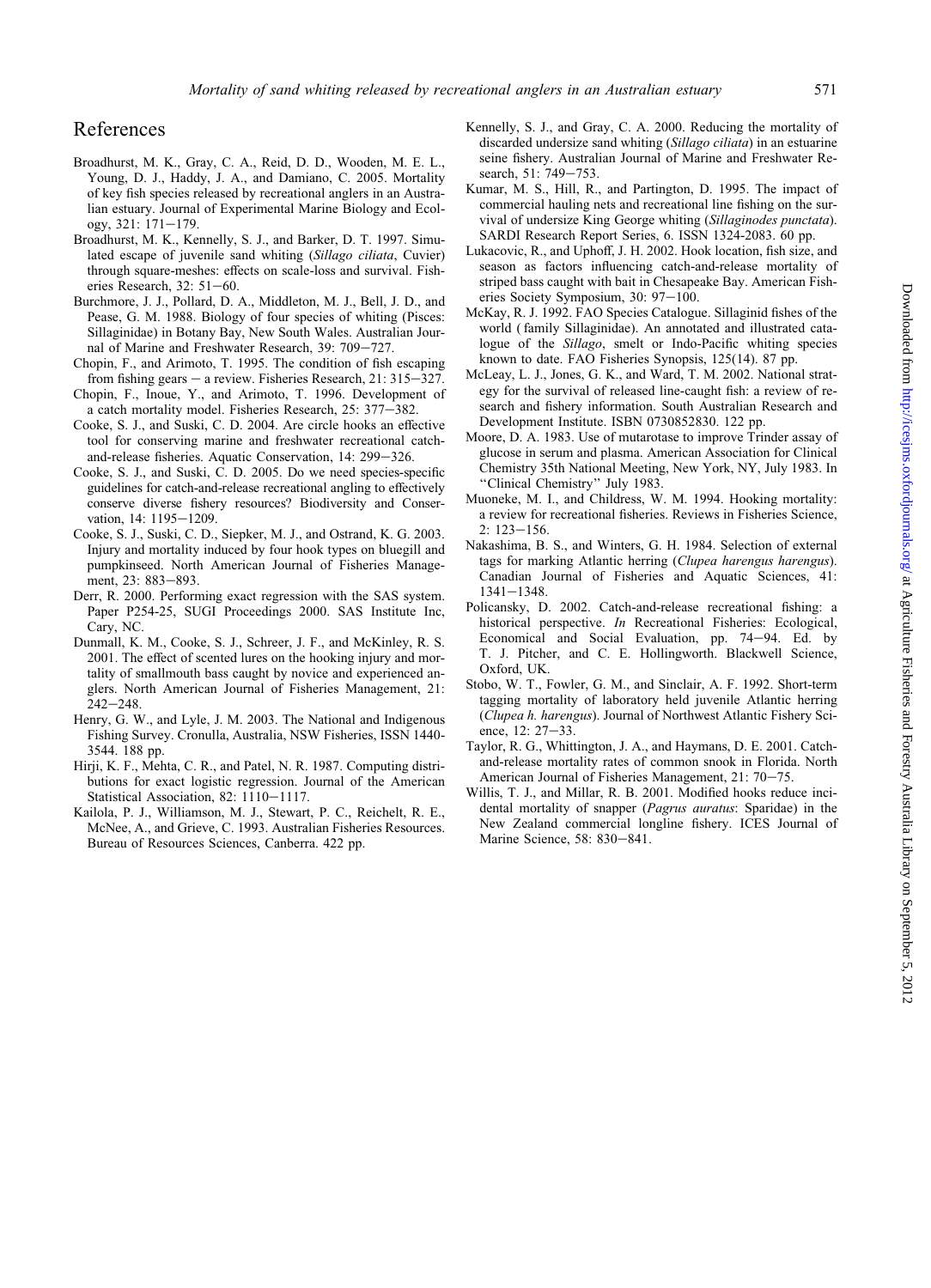## References

Broadhurst, M. K., Gray, C. A., Reid, D. D., Wooden, M. E. L., Young, D. J., Haddy, J. A., and Damiano, C. 2005. Mortality of key fish species released by recreational anglers in an Australian estuary. Journal of Experimental Marine Biology and Ecology, 321: 171–179.

Broadhurst, M. K., Kennelly, S. J., and Barker, D. T. 1997. Simulated escape of juvenile sand whiting (*Sillago ciliata*, Cuvier) through square-meshes: effects on scale-loss and survival. Fisheries Research, 32: 51–60.

Burchmore, J. J., Pollard, D. A., Middleton, M. J., Bell, J. D., and Pease, G. M. 1988. Biology of four species of whiting (Pisces: Sillaginidae) in Botany Bay, New South Wales. Australian Journal of Marine and Freshwater Research, 39: 709–727.

Chopin, F., and Arimoto, T. 1995. The condition of fish escaping from fishing gears – a review. Fisheries Research, 21: 315–327.

Chopin, F., Inoue, Y., and Arimoto, T. 1996. Development of a catch mortality model. Fisheries Research, 25: 377–382.

Cooke, S. J., and Suski, C. D. 2004. Are circle hooks an effective tool for conserving marine and freshwater recreational catch-and-release fisheries. Aquatic Conservation, 14: 299–326.

Cooke, S. J., and Suski, C. D. 2005. Do we need species-specific guidelines for catch-and-release recreational angling to effectively conserve diverse fishery resources? Biodiversity and Conservation, 14: 1195–1209.

Cooke, S. J., Suski, C. D., Siepker, M. J., and Ostrand, K. G. 2003. Injury and mortality induced by four hook types on bluegill and pumpkinseed. North American Journal of Fisheries Management, 23: 883–893.

Derr, R. 2000. Performing exact regression with the SAS system. Paper P254-25, SUGI Proceedings 2000. SAS Institute Inc, Cary, NC.

Dunmall, K. M., Cooke, S. J., Schreer, J. F., and McKinley, R. S. 2001. The effect of scented lures on the hooking injury and mortality of smallmouth bass caught by novice and experienced anglers. North American Journal of Fisheries Management, 21: 242–248.

Henry, G. W., and Lyle, J. M. 2003. The National and Indigenous Fishing Survey. Cronulla, Australia, NSW Fisheries, ISSN 1440-3544. 188 pp.

Hirji, K. F., Mehta, C. R., and Patel, N. R. 1987. Computing distributions for exact logistic regression. Journal of the American Statistical Association, 82: 1110–1117.

Kailola, P. J., Williamson, M. J., Stewart, P. C., Reichelt, R. E., McNee, A., and Grieve, C. 1993. Australian Fisheries Resources. Bureau of Resources Sciences, Canberra. 422 pp.

Kennelly, S. J., and Gray, C. A. 2000. Reducing the mortality of discarded undersize sand whiting (*Sillago ciliata*) in an estuarine seine fishery. Australian Journal of Marine and Freshwater Research, 51: 749–753.

Kumar, M. S., Hill, R., and Partington, D. 1995. The impact of commercial hauling nets and recreational line fishing on the survival of undersize King George whiting (*Sillaginodes punctata*). SARDI Research Report Series, 6. ISSN 1324-2083. 60 pp.

Lukacovic, R., and Uphoff, J. H. 2002. Hook location, fish size, and season as factors influencing catch-and-release mortality of striped bass caught with bait in Chesapeake Bay. American Fisheries Society Symposium, 30: 97–100.

McKay, R. J. 1992. FAO Species Catalogue. Sillaginid fishes of the world ( family Sillaginidae). An annotated and illustrated catalogue of the *Sillago*, smelt or Indo-Pacific whiting species known to date. FAO Fisheries Synopsis, 125(14). 87 pp.

McLeay, L. J., Jones, G. K., and Ward, T. M. 2002. National strategy for the survival of released line-caught fish: a review of research and fishery information. South Australian Research and Development Institute. ISBN 0730852830. 122 pp.

Moore, D. A. 1983. Use of mutarotase to improve Trinder assay of glucose in serum and plasma. American Association for Clinical Chemistry 35th National Meeting, New York, NY, July 1983. In "Clinical Chemistry" July 1983.

Muoneke, M. I., and Childress, W. M. 1994. Hooking mortality: a review for recreational fisheries. Reviews in Fisheries Science, 2: 123–156.

Nakashima, B. S., and Winters, G. H. 1984. Selection of external tags for marking Atlantic herring (*Clupea harengus harengus*). Canadian Journal of Fisheries and Aquatic Sciences, 41: 1341–1348.

Policansky, D. 2002. Catch-and-release recreational fishing: a historical perspective. *In* Recreational Fisheries: Ecological, Economical and Social Evaluation, pp. 74–94. Ed. by T. J. Pitcher, and C. E. Hollingworth. Blackwell Science, Oxford, UK.

Stobo, W. T., Fowler, G. M., and Sinclair, A. F. 1992. Short-term tagging mortality of laboratory held juvenile Atlantic herring (*Clupea h. harengus*). Journal of Northwest Atlantic Fishery Science, 12: 27–33.

Taylor, R. G., Whittington, J. A., and Haymans, D. E. 2001. Catch-and-release mortality rates of common snook in Florida. North American Journal of Fisheries Management, 21: 70–75.

Willis, T. J., and Millar, R. B. 2001. Modified hooks reduce incidental mortality of snapper (*Pagrus auratus*: Sparidae) in the New Zealand commercial longline fishery. ICES Journal of Marine Science, 58: 830–841.